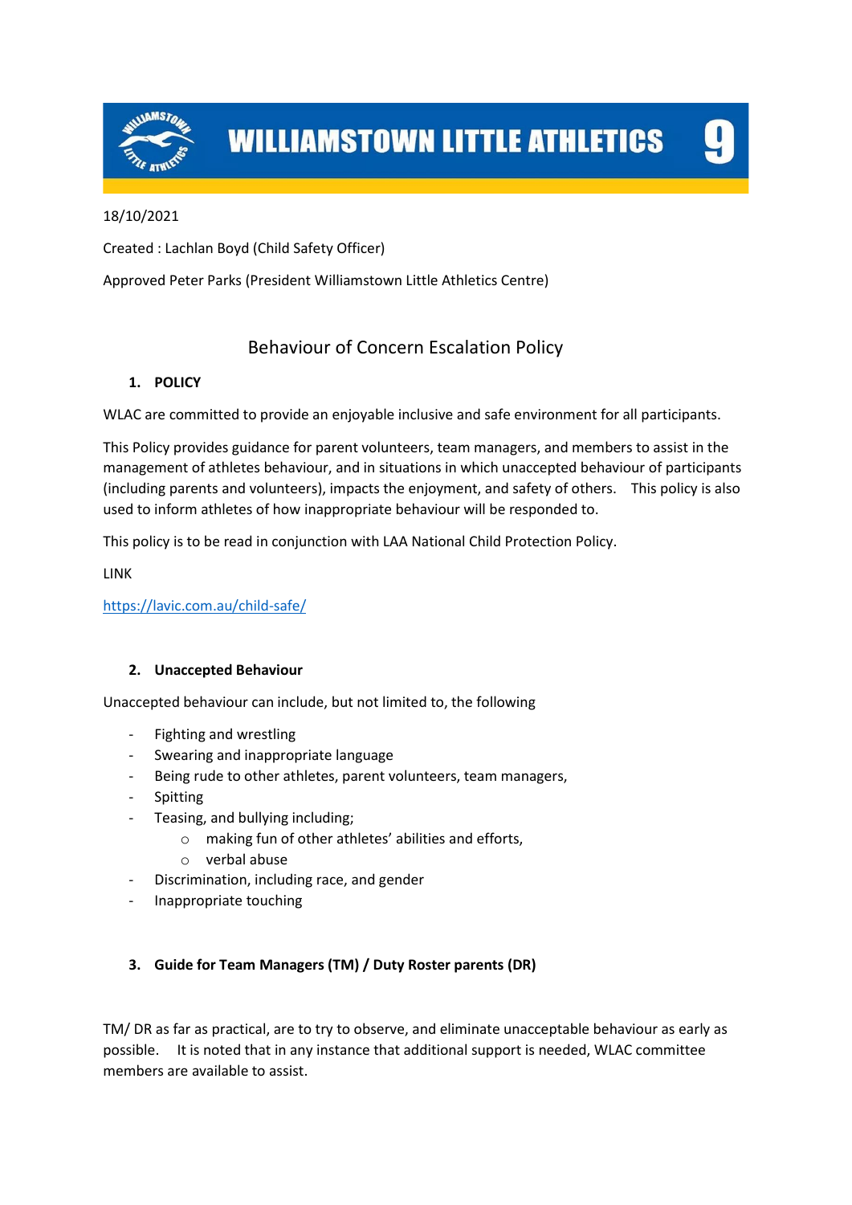# WILLIAMSTOWN LITTLE ATHLETICS

18/10/2021

Created : Lachlan Boyd (Child Safety Officer)

Approved Peter Parks (President Williamstown Little Athletics Centre)

## Behaviour of Concern Escalation Policy

### 1. POLICY

WLAC are committed to provide an enjoyable inclusive and safe environment for all participants.

This Policy provides guidance for parent volunteers, team managers, and members to assist in the management of athletes behaviour, and in situations in which unaccepted behaviour of participants (including parents and volunteers), impacts the enjoyment, and safety of others. This policy is also used to inform athletes of how inappropriate behaviour will be responded to.

This policy is to be read in conjunction with LAA National Child Protection Policy.

LINK

https://lavic.com.au/child-safe/

### 2. Unaccepted Behaviour

Unaccepted behaviour can include, but not limited to, the following

- Fighting and wrestling
- Swearing and inappropriate language
- Being rude to other athletes, parent volunteers, team managers,
- Spitting
- Teasing, and bullying including;
  - making fun of other athletes' abilities and efforts,
  - verbal abuse
- Discrimination, including race, and gender
- Inappropriate touching

### 3. Guide for Team Managers (TM) / Duty Roster parents (DR)

TM/ DR as far as practical, are to try to observe, and eliminate unacceptable behaviour as early as possible. It is noted that in any instance that additional support is needed, WLAC committee members are available to assist.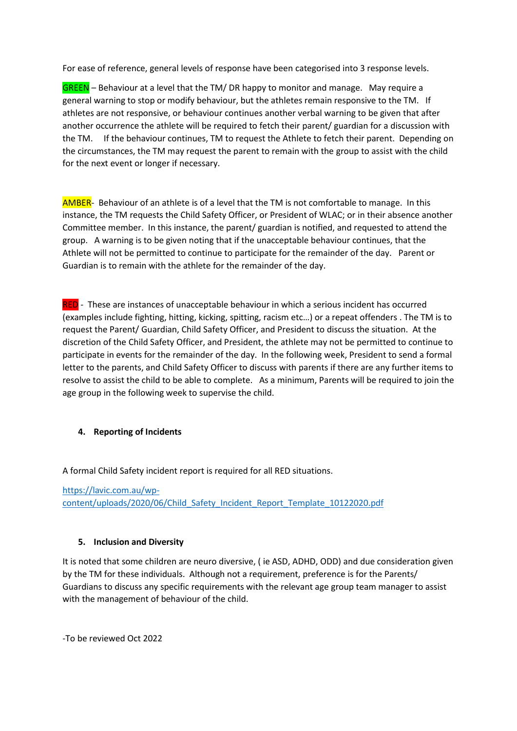For ease of reference, general levels of response have been categorised into 3 response levels.

GREEN – Behaviour at a level that the TM/ DR happy to monitor and manage. May require a general warning to stop or modify behaviour, but the athletes remain responsive to the TM. If athletes are not responsive, or behaviour continues another verbal warning to be given that after another occurrence the athlete will be required to fetch their parent/ guardian for a discussion with the TM. If the behaviour continues, TM to request the Athlete to fetch their parent. Depending on the circumstances, the TM may request the parent to remain with the group to assist with the child for the next event or longer if necessary.

AMBER- Behaviour of an athlete is of a level that the TM is not comfortable to manage. In this instance, the TM requests the Child Safety Officer, or President of WLAC; or in their absence another Committee member. In this instance, the parent/ guardian is notified, and requested to attend the group. A warning is to be given noting that if the unacceptable behaviour continues, that the Athlete will not be permitted to continue to participate for the remainder of the day. Parent or Guardian is to remain with the athlete for the remainder of the day.

RED - These are instances of unacceptable behaviour in which a serious incident has occurred (examples include fighting, hitting, kicking, spitting, racism etc…) or a repeat offenders . The TM is to request the Parent/ Guardian, Child Safety Officer, and President to discuss the situation. At the discretion of the Child Safety Officer, and President, the athlete may not be permitted to continue to participate in events for the remainder of the day. In the following week, President to send a formal letter to the parents, and Child Safety Officer to discuss with parents if there are any further items to resolve to assist the child to be able to complete. As a minimum, Parents will be required to join the age group in the following week to supervise the child.

## 4. Reporting of Incidents

A formal Child Safety incident report is required for all RED situations.

https://lavic.com.au/wp-content/uploads/2020/06/Child_Safety_Incident_Report_Template_10122020.pdf

## 5. Inclusion and Diversity

It is noted that some children are neuro diversive, ( ie ASD, ADHD, ODD) and due consideration given by the TM for these individuals. Although not a requirement, preference is for the Parents/ Guardians to discuss any specific requirements with the relevant age group team manager to assist with the management of behaviour of the child.

-To be reviewed Oct 2022